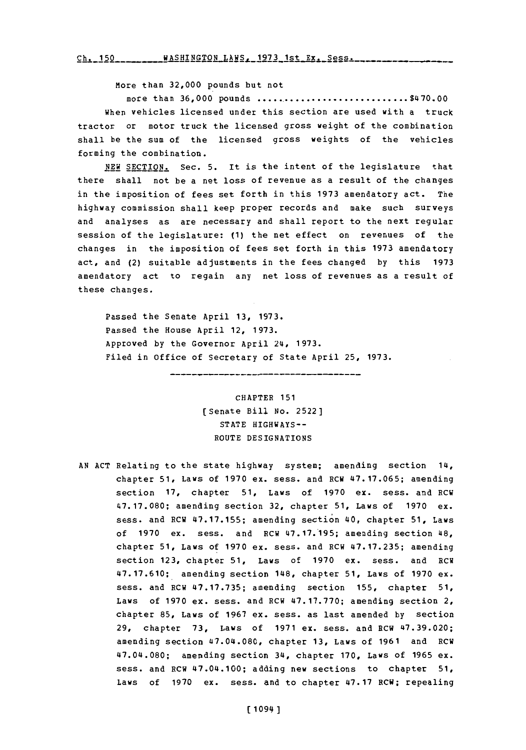More than 32,000 pounds but not

more than 36,000 pounds ............................$470.00

When vehicles licensed under this section are used with a truck tractor or motor truck the licensed gross weight of the combination shall be the sum of the licensed gross weights of the vehicles forming the combination.

NEW SECTION. Sec. 5. It is the intent of the legislature that there shall not be a net loss of revenue as a result of the changes in the imposition of fees set forth in this 1973 amendatory act. The highway commission shall keep proper records and make such surveys and analyses as are necessary and shall report to the next regular session of the legislature: (1) the net effect on revenues of the changes in the imposition of fees set forth in this 1973 amendatory act, and (2) suitable adjustments in the fees changed by this 1973 amendatory act to regain any net loss of revenues as a result of these changes.

Passed the Senate April 13, 1973.
Passed the House April 12, 1973.
Approved by the Governor April 24, 1973.
Filed in Office of Secretary of State April 25, 1973.

---

CHAPTER 151
[Senate Bill No. 2522]
STATE HIGHWAYS--
ROUTE DESIGNATIONS

AN ACT Relating to the state highway system; amending section 14, chapter 51, Laws of 1970 ex. sess. and RCW 47.17.065; amending section 17, chapter 51, Laws of 1970 ex. sess. and RCW 47.17.080; amending section 32, chapter 51, Laws of 1970 ex. sess. and RCW 47.17.155; amending section 40, chapter 51, Laws of 1970 ex. sess. and RCW 47.17.195; amending section 48, chapter 51, Laws of 1970 ex. sess. and RCW 47.17.235; amending section 123, chapter 51, Laws of 1970 ex. sess. and RCW 47.17.610; amending section 148, chapter 51, Laws of 1970 ex. sess. and RCW 47.17.735; amending section 155, chapter 51, Laws of 1970 ex. sess. and RCW 47.17.770; amending section 2, chapter 85, Laws of 1967 ex. sess. as last amended by section 29, chapter 73, Laws of 1971 ex. sess. and RCW 47.39.020; amending section 47.04.080, chapter 13, Laws of 1961 and RCW 47.04.080; amending section 34, chapter 170, Laws of 1965 ex. sess. and RCW 47.04.100; adding new sections to chapter 51, Laws of 1970 ex. sess. and to chapter 47.17 RCW; repealing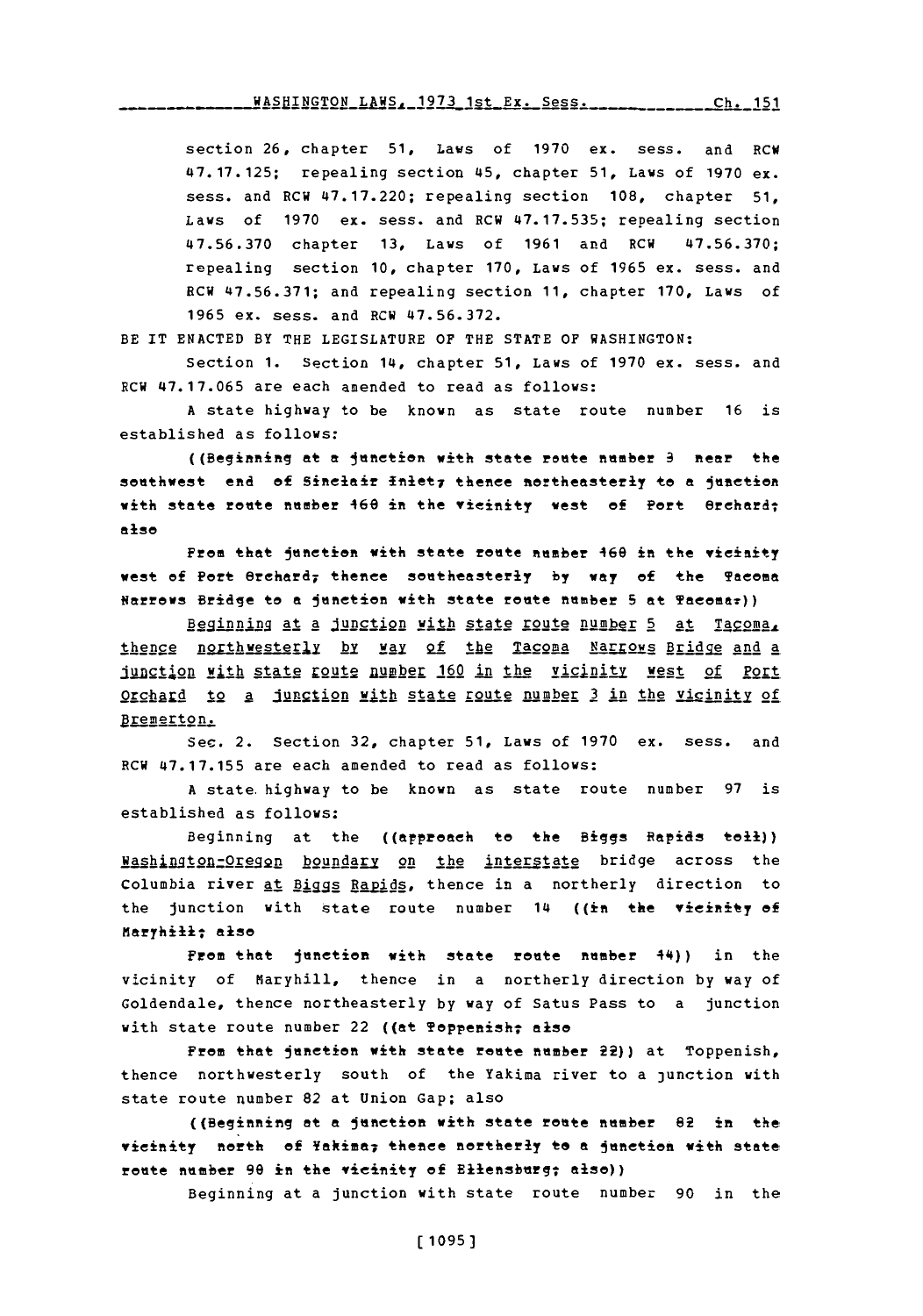section 26, chapter 51, Laws of 1970 ex. sess. and RCW 47.17.125; repealing section 45, chapter 51, Laws of 1970 ex. sess. and RCW 47.17.220; repealing section 108, chapter 51, Laws of 1970 ex. sess. and RCW 47.17.535; repealing section 47.56.370 chapter 13, Laws of 1961 and RCW 47.56.370; repealing section 10, chapter 170, Laws of 1965 ex. sess. and RCW 47.56.371; and repealing section 11, chapter 170, Laws of 1965 ex. sess. and RCW 47.56.372.

BE IT ENACTED BY THE LEGISLATURE OF THE STATE OF WASHINGTON:

Section 1. Section 14, chapter 51, Laws of 1970 ex. sess. and RCW 47.17.065 are each amended to read as follows:

A state highway to be known as state route number 16 is established as follows:

((Beginning at a junction with state route number 3 near the southwest end of Sinclair Inlet, thence northeasterly to a junction with state route number 160 in the vicinity west of Port Orchard; also

From that junction with state route number 160 in the vicinity west of Port Orchard, thence southeasterly by way of the Tacoma Narrows Bridge to a junction with state route number 5 at Tacoma.))

Beginning at a junction with state route number 5 at Tacoma, thence northwesterly by way of the Tacoma Narrows Bridge and a junction with state route number 160 in the vicinity west of Port Orchard to a junction with state route number 3 in the vicinity of Bremerton.

Sec. 2. Section 32, chapter 51, Laws of 1970 ex. sess. and RCW 47.17.155 are each amended to read as follows:

A state highway to be known as state route number 97 is established as follows:

Beginning at the ((approach to the Biggs Rapids toll)) Washington-Oregon boundary on the interstate bridge across the Columbia river at Biggs Rapids, thence in a northerly direction to the junction with state route number 14 ((in the vicinity of Maryhill; also

From that junction with state route number 14)) in the vicinity of Maryhill, thence in a northerly direction by way of Goldendale, thence northeasterly by way of Satus Pass to a junction with state route number 22 ((at Toppenish; also

From that junction with state route number 22)) at Toppenish, thence northwesterly south of the Yakima river to a junction with state route number 82 at Union Gap; also

((Beginning at a junction with state route number 82 in the vicinity north of Yakima, thence northerly to a junction with state route number 90 in the vicinity of Ellensburg; also))

Beginning at a junction with state route number 90 in the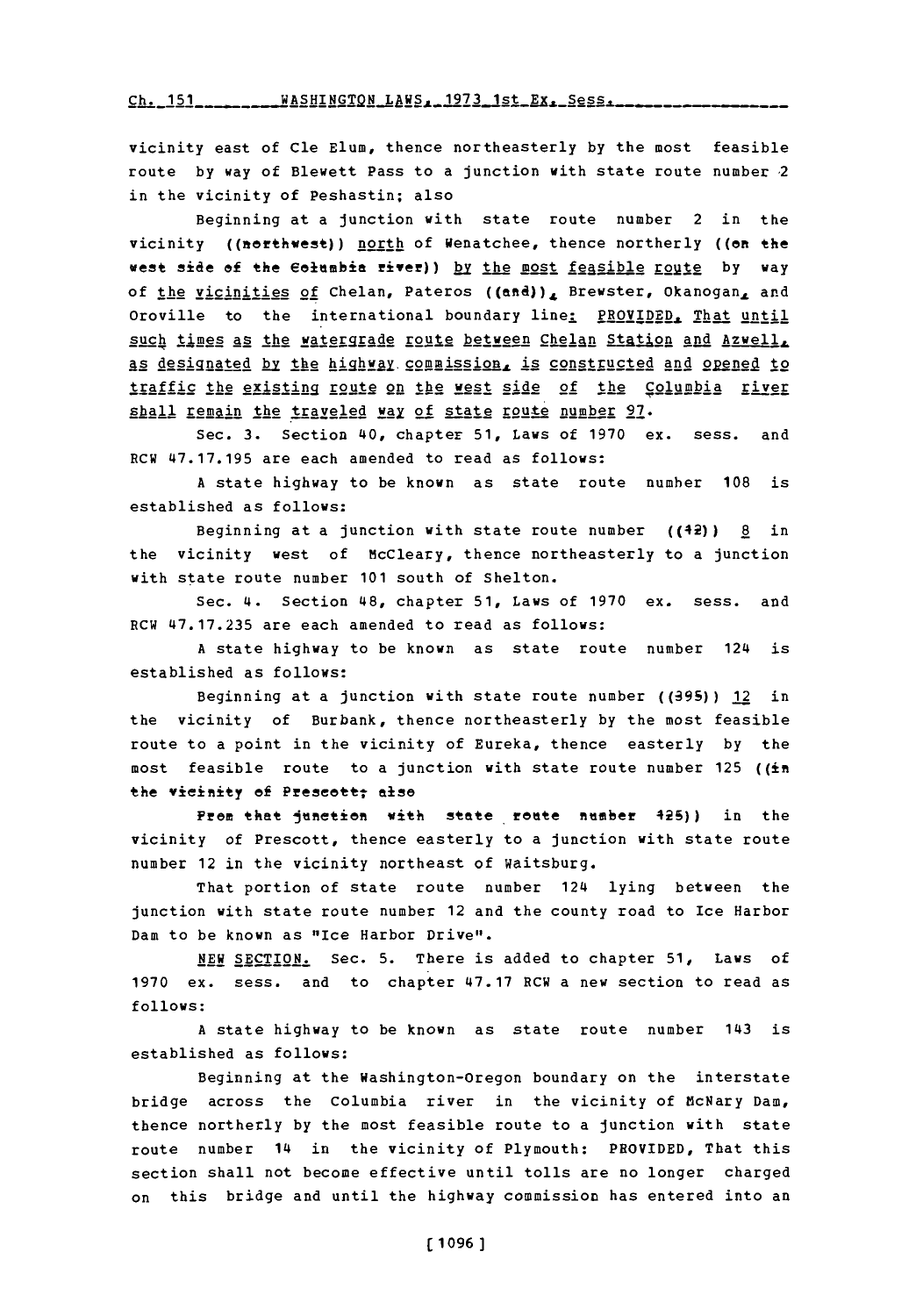vicinity east of Cle Elum, thence northeasterly by the most feasible route by way of Blewett Pass to a junction with state route number 2 in the vicinity of Peshastin; also

Beginning at a junction with state route number 2 in the vicinity ((northwest)) north of Wenatchee, thence northerly ((on the west side of the Columbia river)) by the most feasible route by way of the vicinities of Chelan, Pateros ((and)), Brewster, Okanogan, and Oroville to the international boundary line: PROVIDED, That until such times as the watergrade route between Chelan Station and Azwell, as designated by the highway commission, is constructed and opened to traffic the existing route on the west side of the Columbia river shall remain the traveled way of state route number 97.

Sec. 3. Section 40, chapter 51, Laws of 1970 ex. sess. and RCW 47.17.195 are each amended to read as follows:

A state highway to be known as state route number 108 is established as follows:

Beginning at a junction with state route number ((12)) 8 in the vicinity west of McCleary, thence northeasterly to a junction with state route number 101 south of Shelton.

Sec. 4. Section 48, chapter 51, Laws of 1970 ex. sess. and RCW 47.17.235 are each amended to read as follows:

A state highway to be known as state route number 124 is established as follows:

Beginning at a junction with state route number ((395)) 12 in the vicinity of Burbank, thence northeasterly by the most feasible route to a point in the vicinity of Eureka, thence easterly by the most feasible route to a junction with state route number 125 ((in the vicinity of Prescott; also

From that junction with state route number 125)) in the vicinity of Prescott, thence easterly to a junction with state route number 12 in the vicinity northeast of Waitsburg.

That portion of state route number 124 lying between the junction with state route number 12 and the county road to Ice Harbor Dam to be known as "Ice Harbor Drive".

NEW SECTION. Sec. 5. There is added to chapter 51, Laws of 1970 ex. sess. and to chapter 47.17 RCW a new section to read as follows:

A state highway to be known as state route number 143 is established as follows:

Beginning at the Washington-Oregon boundary on the interstate bridge across the Columbia river in the vicinity of McNary Dam, thence northerly by the most feasible route to a junction with state route number 14 in the vicinity of Plymouth: PROVIDED, That this section shall not become effective until tolls are no longer charged on this bridge and until the highway commission has entered into an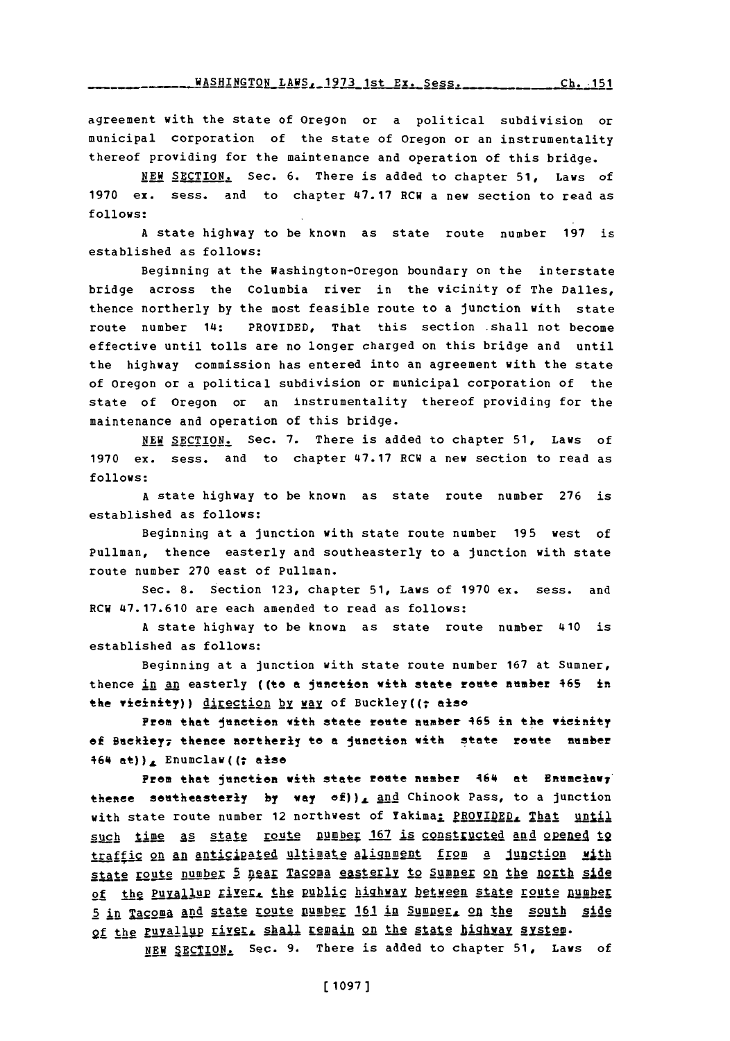agreement with the state of Oregon or a political subdivision or municipal corporation of the state of Oregon or an instrumentality thereof providing for the maintenance and operation of this bridge.

NEW SECTION. Sec. 6. There is added to chapter 51, Laws of 1970 ex. sess. and to chapter 47.17 RCW a new section to read as follows:

A state highway to be known as state route number 197 is established as follows:

Beginning at the Washington-Oregon boundary on the interstate bridge across the Columbia river in the vicinity of The Dalles, thence northerly by the most feasible route to a junction with state route number 14: PROVIDED, That this section shall not become effective until tolls are no longer charged on this bridge and until the highway commission has entered into an agreement with the state of Oregon or a political subdivision or municipal corporation of the state of Oregon or an instrumentality thereof providing for the maintenance and operation of this bridge.

NEW SECTION. Sec. 7. There is added to chapter 51, Laws of 1970 ex. sess. and to chapter 47.17 RCW a new section to read as follows:

A state highway to be known as state route number 276 is established as follows:

Beginning at a junction with state route number 195 west of Pullman, thence easterly and southeasterly to a junction with state route number 270 east of Pullman.

Sec. 8. Section 123, chapter 51, Laws of 1970 ex. sess. and RCW 47.17.610 are each amended to read as follows:

A state highway to be known as state route number 410 is established as follows:

Beginning at a junction with state route number 167 at Sumner, thence in an easterly ((to a junction with state route number 165 in the vicinity)) direction by way of Buckley((; also

From that junction with state route number 165 in the vicinity of Buckley, thence northerly to a junction with state route number 164 at)), Enumclaw((; also

From that junction with state route number 164 at Enumclaw, thence southeasterly by way of)), and Chinook Pass, to a junction with state route number 12 northwest of Yakima; PROVIDED, That until such time as state route number 167 is constructed and opened to traffic on an anticipated ultimate alignment from a junction with state route number 5 near Tacoma easterly to Sumner on the north side of the Puyallup river, the public highway between state route number 5 in Tacoma and state route number 161 in Sumner, on the south side of the Puyallup river, shall remain on the state highway system.

NEW SECTION. Sec. 9. There is added to chapter 51, Laws of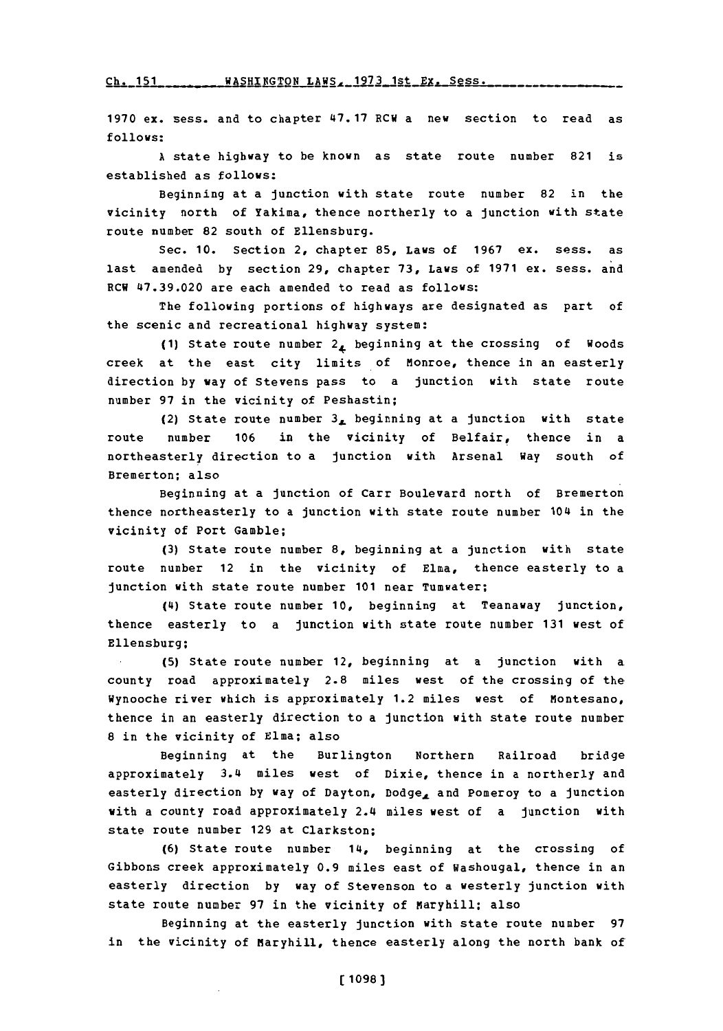1970 ex. sess. and to chapter 47.17 RCW a new section to read as follows:

A state highway to be known as state route number 821 is established as follows:

Beginning at a junction with state route number 82 in the vicinity north of Yakima, thence northerly to a junction with state route number 82 south of Ellensburg.

Sec. 10. Section 2, chapter 85, Laws of 1967 ex. sess. as last amended by section 29, chapter 73, Laws of 1971 ex. sess. and RCW 47.39.020 are each amended to read as follows:

The following portions of highways are designated as part of the scenic and recreational highway system:

(1) State route number 2, beginning at the crossing of Woods creek at the east city limits of Monroe, thence in an easterly direction by way of Stevens pass to a junction with state route number 97 in the vicinity of Peshastin;

(2) State route number 3, beginning at a junction with state route number 106 in the vicinity of Belfair, thence in a northeasterly direction to a junction with Arsenal Way south of Bremerton; also

Beginning at a junction of Carr Boulevard north of Bremerton thence northeasterly to a junction with state route number 104 in the vicinity of Port Gamble;

(3) State route number 8, beginning at a junction with state route number 12 in the vicinity of Elma, thence easterly to a junction with state route number 101 near Tumwater;

(4) State route number 10, beginning at Teanaway junction, thence easterly to a junction with state route number 131 west of Ellensburg;

(5) State route number 12, beginning at a junction with a county road approximately 2.8 miles west of the crossing of the Wynooche river which is approximately 1.2 miles west of Montesano, thence in an easterly direction to a junction with state route number 8 in the vicinity of Elma; also

Beginning at the Burlington Northern Railroad bridge approximately 3.4 miles west of Dixie, thence in a northerly and easterly direction by way of Dayton, Dodge, and Pomeroy to a junction with a county road approximately 2.4 miles west of a junction with state route number 129 at Clarkston;

(6) State route number 14, beginning at the crossing of Gibbons creek approximately 0.9 miles east of Washougal, thence in an easterly direction by way of Stevenson to a westerly junction with state route number 97 in the vicinity of Maryhill; also

Beginning at the easterly junction with state route number 97 in the vicinity of Maryhill, thence easterly along the north bank of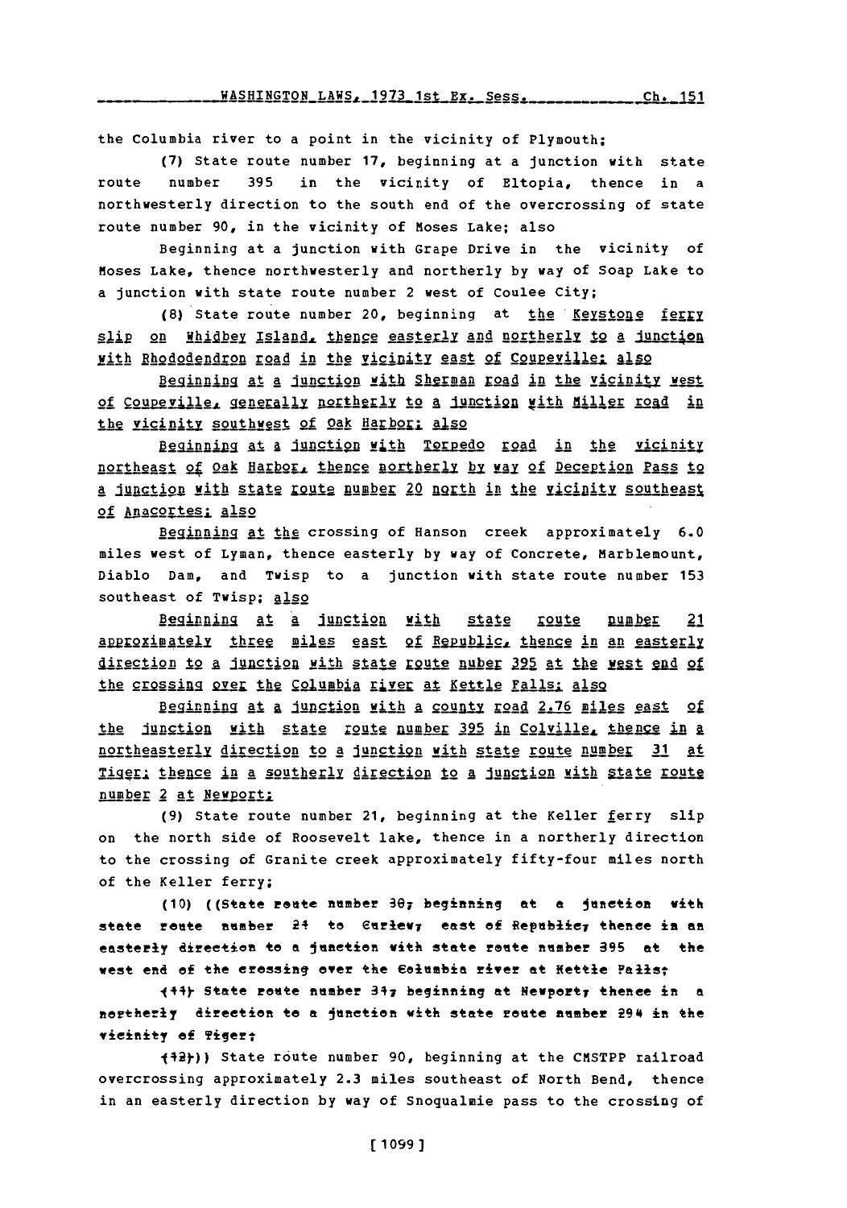the Columbia river to a point in the vicinity of Plymouth;

(7) State route number 17, beginning at a junction with state route number 395 in the vicinity of Eltopia, thence in a northwesterly direction to the south end of the overcrossing of state route number 90, in the vicinity of Moses Lake; also

Beginning at a junction with Grape Drive in the vicinity of Moses Lake, thence northwesterly and northerly by way of Soap Lake to a junction with state route number 2 west of Coulee City;

(8) State route number 20, beginning at the Keystone ferry slip on Whidbey Island, thence easterly and northerly to a junction with Rhododendron road in the vicinity east of Coupeville; also

Beginning at a junction with Sherman road in the vicinity west of Coupeville, generally northerly to a junction with Miller road in the vicinity southwest of Oak Harbor; also

Beginning at a junction with Torpedo road in the vicinity northeast of Oak Harbor, thence northerly by way of Deception Pass to a junction with state route number 20 north in the vicinity southeast of Anacortes; also

Beginning at the crossing of Hanson creek approximately 6.0 miles west of Lyman, thence easterly by way of Concrete, Marblemount, Diablo Dam, and Twisp to a junction with state route number 153 southeast of Twisp; also

Beginning at a junction with state route number 21 approximately three miles east of Republic, thence in an easterly direction to a junction with state route nuber 395 at the west end of the crossing over the Columbia river at Kettle Falls; also

Beginning at a junction with a county road 2.76 miles east of the junction with state route number 395 in Colville, thence in a northeasterly direction to a junction with state route number 31 at Tiger; thence in a southerly direction to a junction with state route number 2 at Newport;

(9) State route number 21, beginning at the Keller ferry slip on the north side of Roosevelt lake, thence in a northerly direction to the crossing of Granite creek approximately fifty-four miles north of the Keller ferry;

(10) ((State route number 30, beginning at a junction with state route number 21 to Curlew, east of Republic, thence in an easterly direction to a junction with state route number 395 at the west end of the crossing over the Columbia river at Kettle Falls;

(11) State route number 31, beginning at Newport, thence in a northerly direction to a junction with state route number 294 in the vicinity of Tiger;

(12))) State route number 90, beginning at the CMSTPP railroad overcrossing approximately 2.3 miles southeast of North Bend, thence in an easterly direction by way of Snoqualmie pass to the crossing of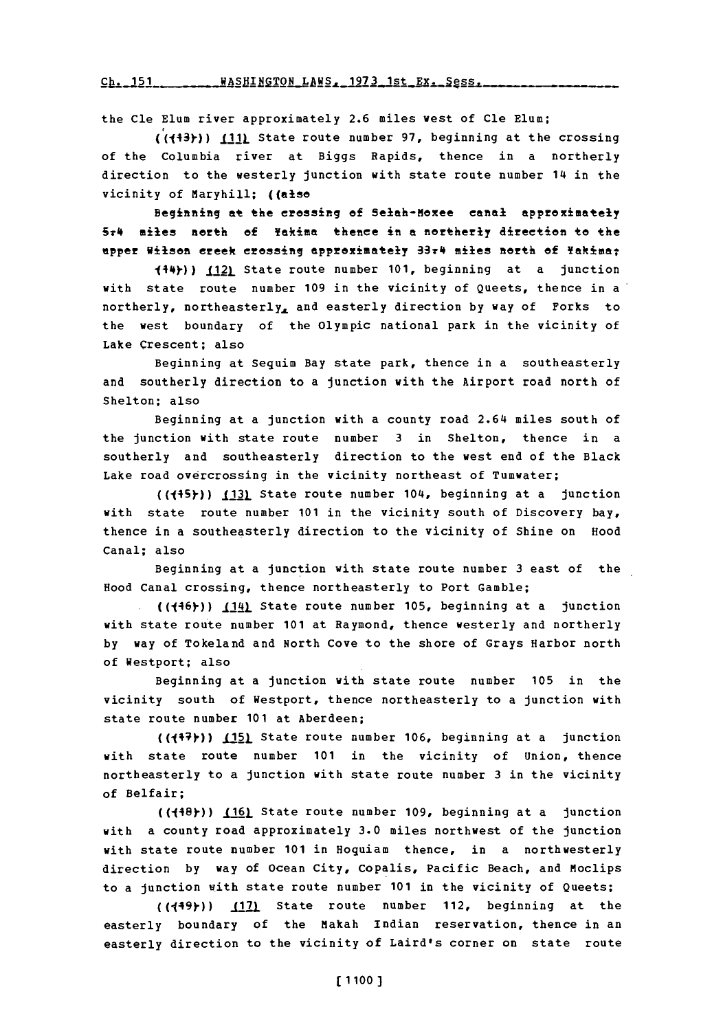the Cle Elum river approximately 2.6 miles west of Cle Elum;

((~~(13)~~)) (11) State route number 97, beginning at the crossing of the Columbia river at Biggs Rapids, thence in a northerly direction to the westerly junction with state route number 14 in the vicinity of Maryhill; ((~~also~~

~~Beginning at the crossing of Selah-Moxee canal approximately 5.4 miles north of Yakima thence in a northerly direction to the upper Wilson creek crossing approximately 33.4 miles north of Yakima;~~

~~(14)~~)) (12) State route number 101, beginning at a junction with state route number 109 in the vicinity of Queets, thence in a northerly, northeasterly, and easterly direction by way of Forks to the west boundary of the Olympic national park in the vicinity of Lake Crescent; also

Beginning at Sequim Bay state park, thence in a southeasterly and southerly direction to a junction with the Airport road north of Shelton; also

Beginning at a junction with a county road 2.64 miles south of the junction with state route number 3 in Shelton, thence in a southerly and southeasterly direction to the west end of the Black Lake road overcrossing in the vicinity northeast of Tumwater;

((~~(15)~~)) (13) State route number 104, beginning at a junction with state route number 101 in the vicinity south of Discovery bay, thence in a southeasterly direction to the vicinity of Shine on Hood Canal; also

Beginning at a junction with state route number 3 east of the Hood Canal crossing, thence northeasterly to Port Gamble;

((~~(16)~~)) (14) State route number 105, beginning at a junction with state route number 101 at Raymond, thence westerly and northerly by way of Tokeland and North Cove to the shore of Grays Harbor north of Westport; also

Beginning at a junction with state route number 105 in the vicinity south of Westport, thence northeasterly to a junction with state route number 101 at Aberdeen;

((~~(17)~~)) (15) State route number 106, beginning at a junction with state route number 101 in the vicinity of Union, thence northeasterly to a junction with state route number 3 in the vicinity of Belfair;

((~~(18)~~)) (16) State route number 109, beginning at a junction with a county road approximately 3.0 miles northwest of the junction with state route number 101 in Hoquiam thence, in a northwesterly direction by way of Ocean City, Copalis, Pacific Beach, and Moclips to a junction with state route number 101 in the vicinity of Queets;

((~~(19)~~)) (17) State route number 112, beginning at the easterly boundary of the Makah Indian reservation, thence in an easterly direction to the vicinity of Laird's corner on state route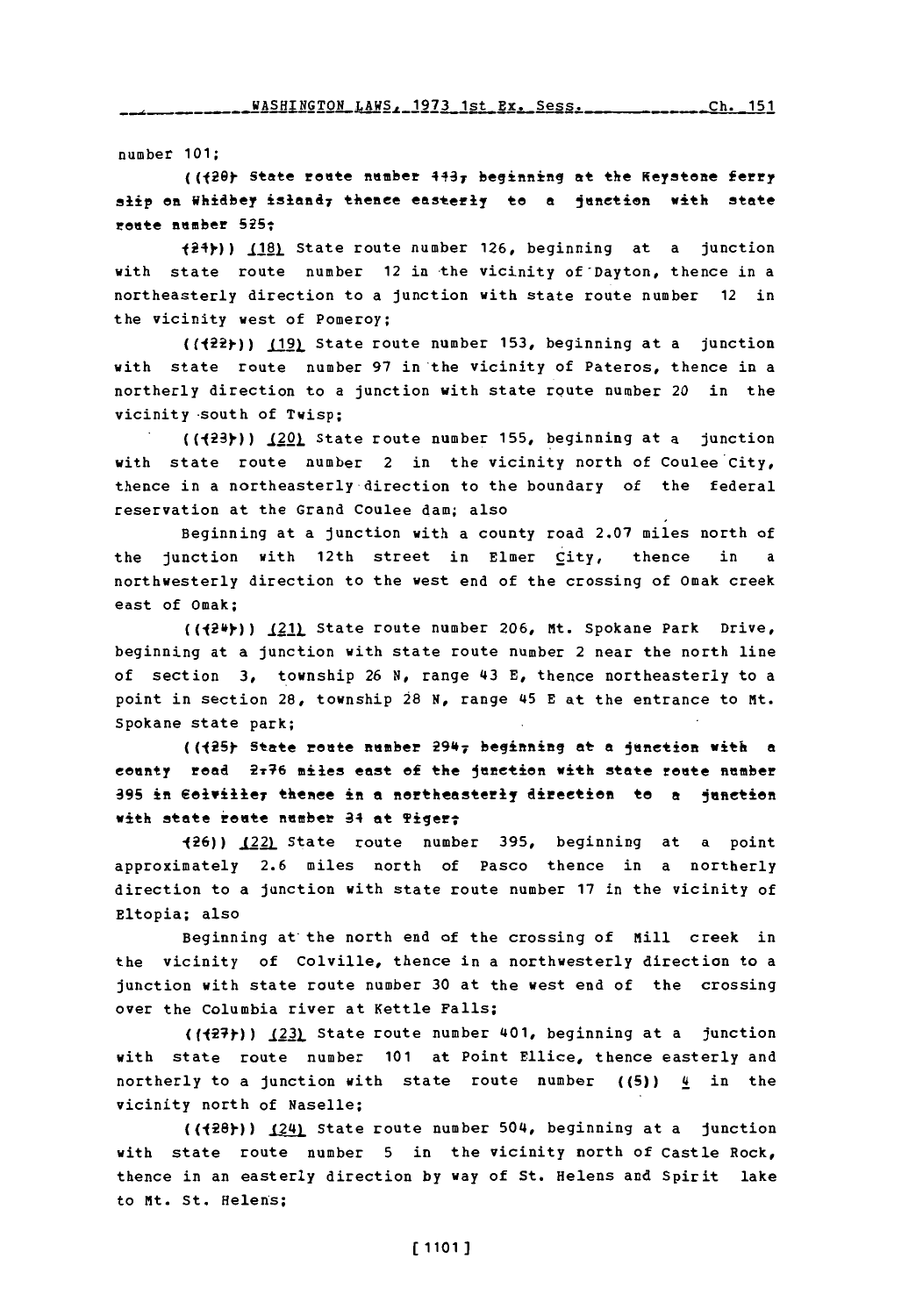number 101;

((~~(20) State route number 113, beginning at the Keystone ferry slip on Whidbey island, thence easterly to a junction with state route number 525;~~

~~(21)~~)) (18) State route number 126, beginning at a junction with state route number 12 in the vicinity of Dayton, thence in a northeasterly direction to a junction with state route number 12 in the vicinity west of Pomeroy;

((~~(22)~~)) (19) State route number 153, beginning at a junction with state route number 97 in the vicinity of Pateros, thence in a northerly direction to a junction with state route number 20 in the vicinity south of Twisp;

((~~(23)~~)) (20) State route number 155, beginning at a junction with state route number 2 in the vicinity north of Coulee City, thence in a northeasterly direction to the boundary of the federal reservation at the Grand Coulee dam; also

Beginning at a junction with a county road 2.07 miles north of the junction with 12th street in Elmer City, thence in a northwesterly direction to the west end of the crossing of Omak creek east of Omak;

((~~(24)~~)) (21) State route number 206, Mt. Spokane Park Drive, beginning at a junction with state route number 2 near the north line of section 3, township 26 N, range 43 E, thence northeasterly to a point in section 28, township 28 N, range 45 E at the entrance to Mt. Spokane state park;

((~~(25) State route number 294, beginning at a junction with a county road 2.76 miles east of the junction with state route number 395 in Colville, thence in a northeasterly direction to a junction with state route number 31 at Tiger;~~

~~(26)~~)) (22) State route number 395, beginning at a point approximately 2.6 miles north of Pasco thence in a northerly direction to a junction with state route number 17 in the vicinity of Eltopia; also

Beginning at the north end of the crossing of Mill creek in the vicinity of Colville, thence in a northwesterly direction to a junction with state route number 30 at the west end of the crossing over the Columbia river at Kettle Falls;

((~~(27)~~)) (23) State route number 401, beginning at a junction with state route number 101 at Point Ellice, thence easterly and northerly to a junction with state route number ((~~5~~)) 4 in the vicinity north of Naselle;

((~~(28)~~)) (24) State route number 504, beginning at a junction with state route number 5 in the vicinity north of Castle Rock, thence in an easterly direction by way of St. Helens and Spirit lake to Mt. St. Helens;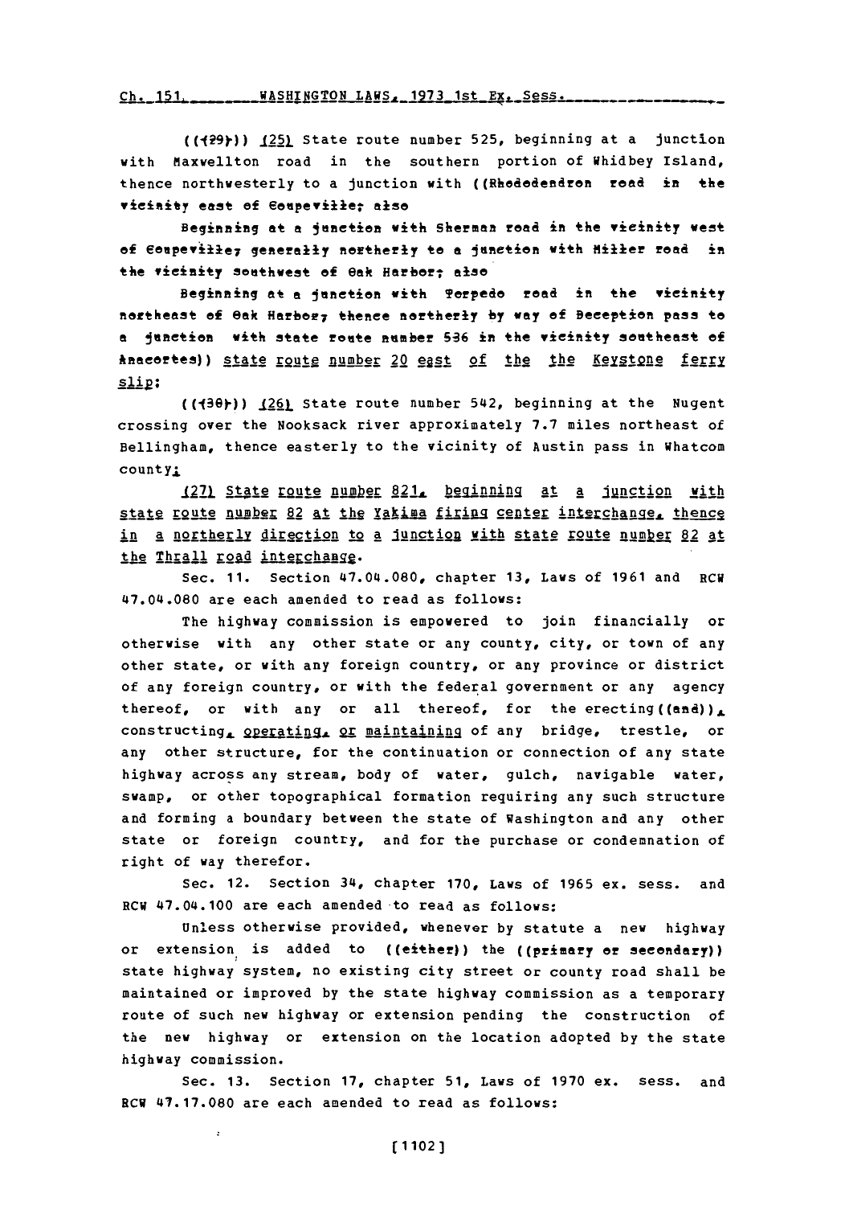((~~(29)~~)) (25) State route number 525, beginning at a junction with Maxwellton road in the southern portion of Whidbey Island, thence northwesterly to a junction with ((~~Rhododendron road in the vicinity east of Coupeville; also~~

~~Beginning at a junction with Sherman road in the vicinity west of Coupeville, generally northerly to a junction with Miller road in the vicinity southwest of Oak Harbor; also~~

~~Beginning at a junction with Torpedo road in the vicinity northeast of Oak Harbor, thence northerly by way of Deception pass to a junction with state route number 536 in the vicinity southeast of Anacortes~~)) state route number 20 east of the the Keystone ferry slip;

((~~(30)~~)) (26) State route number 542, beginning at the Nugent crossing over the Nooksack river approximately 7.7 miles northeast of Bellingham, thence easterly to the vicinity of Austin pass in Whatcom county;

(27) State route number 821, beginning at a junction with state route number 82 at the Yakima firing center interchange, thence in a northerly direction to a junction with state route number 82 at the Thrall road interchange.

Sec. 11. Section 47.04.080, chapter 13, Laws of 1961 and RCW 47.04.080 are each amended to read as follows:

The highway commission is empowered to join financially or otherwise with any other state or any county, city, or town of any other state, or with any foreign country, or any province or district of any foreign country, or with the federal government or any agency thereof, or with any or all thereof, for the erecting((~~and~~)), constructing, operating, or maintaining of any bridge, trestle, or any other structure, for the continuation or connection of any state highway across any stream, body of water, gulch, navigable water, swamp, or other topographical formation requiring any such structure and forming a boundary between the state of Washington and any other state or foreign country, and for the purchase or condemnation of right of way therefor.

Sec. 12. Section 34, chapter 170, Laws of 1965 ex. sess. and RCW 47.04.100 are each amended to read as follows:

Unless otherwise provided, whenever by statute a new highway or extension is added to ((~~either~~)) the ((~~primary or secondary~~)) state highway system, no existing city street or county road shall be maintained or improved by the state highway commission as a temporary route of such new highway or extension pending the construction of the new highway or extension on the location adopted by the state highway commission.

Sec. 13. Section 17, chapter 51, Laws of 1970 ex. sess. and RCW 47.17.080 are each amended to read as follows: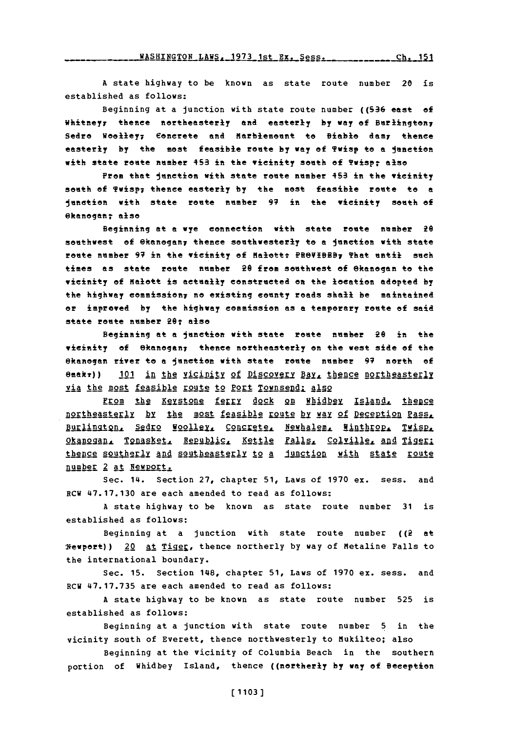A state highway to be known as state route number 20 is established as follows:

Beginning at a junction with state route number ((536 east of Whitney, thence northeasterly and easterly by way of Burlington, Sedro Woolley, Concrete and Marblemount to Diablo dam, thence easterly by the most feasible route by way of Twisp to a junction with state route number 153 in the vicinity south of Twisp; also

From that junction with state route number 153 in the vicinity south of Twisp, thence easterly by the most feasible route to a junction with state route number 97 in the vicinity south of Okanogan; also

Beginning at a wye connection with state route number 20 southwest of Okanogan, thence southwesterly to a junction with state route number 97 in the vicinity of Malott: PROVIDED, That until such times as state route number 20 from southwest of Okanogan to the vicinity of Malott is actually constructed on the location adopted by the highway commission, no existing county roads shall be maintained or improved by the highway commission as a temporary route of said state route number 20; also

Beginning at a junction with state route number 20 in the vicinity of Okanogan, thence northeasterly on the west side of the Okanogan river to a junction with state route number 97 north of Omak.)) 101 in the vicinity of Discovery Bay, thence northeasterly via the most feasible route to Port Townsend; also

From the Keystone ferry dock on Whidbey Island, thence northeasterly by the most feasible route by way of Deception Pass, Burlington, Sedro Woolley, Concrete, Newhalem, Winthrop, Twisp, Okanogan, Tonasket, Republic, Kettle Falls, Colville, and Tiger; thence southerly and southeasterly to a junction with state route number 2 at Newport.

Sec. 14. Section 27, chapter 51, Laws of 1970 ex. sess. and RCW 47.17.130 are each amended to read as follows:

A state highway to be known as state route number 31 is established as follows:

Beginning at a junction with state route number ((2 at Newport)) 20 at Tiger, thence northerly by way of Metaline Falls to the international boundary.

Sec. 15. Section 148, chapter 51, Laws of 1970 ex. sess. and RCW 47.17.735 are each amended to read as follows:

A state highway to be known as state route number 525 is established as follows:

Beginning at a junction with state route number 5 in the vicinity south of Everett, thence northwesterly to Mukilteo; also

Beginning at the vicinity of Columbia Beach in the southern portion of Whidbey Island, thence ((northerly by way of Deception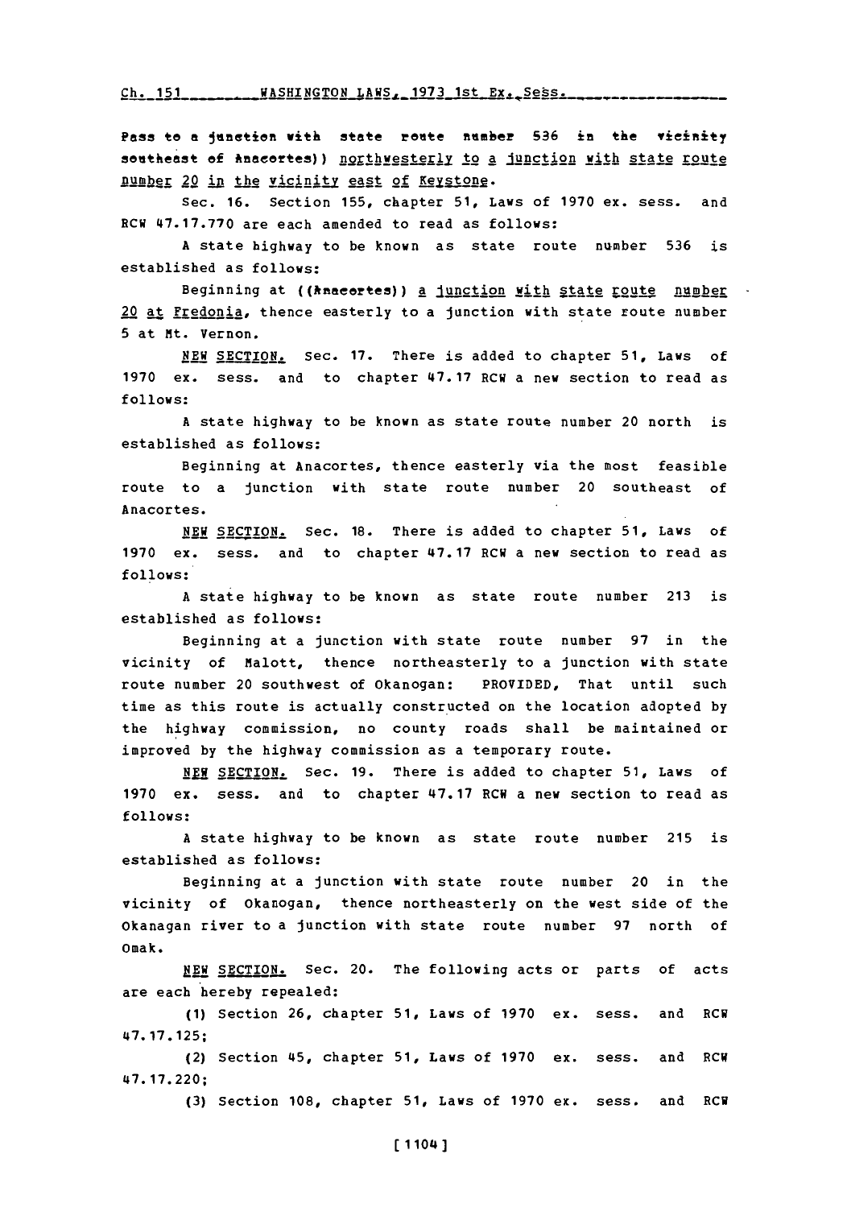Pass to a junction with state route number 536 in the vicinity southeast of Anacortes)) northwesterly to a junction with state route number 20 in the vicinity east of Keystone.

Sec. 16. Section 155, chapter 51, Laws of 1970 ex. sess. and RCW 47.17.770 are each amended to read as follows:

A state highway to be known as state route number 536 is established as follows:

Beginning at ((Anacortes)) a junction with state route number 20 at Fredonia, thence easterly to a junction with state route number 5 at Mt. Vernon.

NEW SECTION. Sec. 17. There is added to chapter 51, Laws of 1970 ex. sess. and to chapter 47.17 RCW a new section to read as follows:

A state highway to be known as state route number 20 north is established as follows:

Beginning at Anacortes, thence easterly via the most feasible route to a junction with state route number 20 southeast of Anacortes.

NEW SECTION. Sec. 18. There is added to chapter 51, Laws of 1970 ex. sess. and to chapter 47.17 RCW a new section to read as follows:

A state highway to be known as state route number 213 is established as follows:

Beginning at a junction with state route number 97 in the vicinity of Malott, thence northeasterly to a junction with state route number 20 southwest of Okanogan: PROVIDED, That until such time as this route is actually constructed on the location adopted by the highway commission, no county roads shall be maintained or improved by the highway commission as a temporary route.

NEW SECTION. Sec. 19. There is added to chapter 51, Laws of 1970 ex. sess. and to chapter 47.17 RCW a new section to read as follows:

A state highway to be known as state route number 215 is established as follows:

Beginning at a junction with state route number 20 in the vicinity of Okanogan, thence northeasterly on the west side of the Okanagan river to a junction with state route number 97 north of Omak.

NEW SECTION. Sec. 20. The following acts or parts of acts are each hereby repealed:

(1) Section 26, chapter 51, Laws of 1970 ex. sess. and RCW 47.17.125;

(2) Section 45, chapter 51, Laws of 1970 ex. sess. and RCW 47.17.220;

(3) Section 108, chapter 51, Laws of 1970 ex. sess. and RCW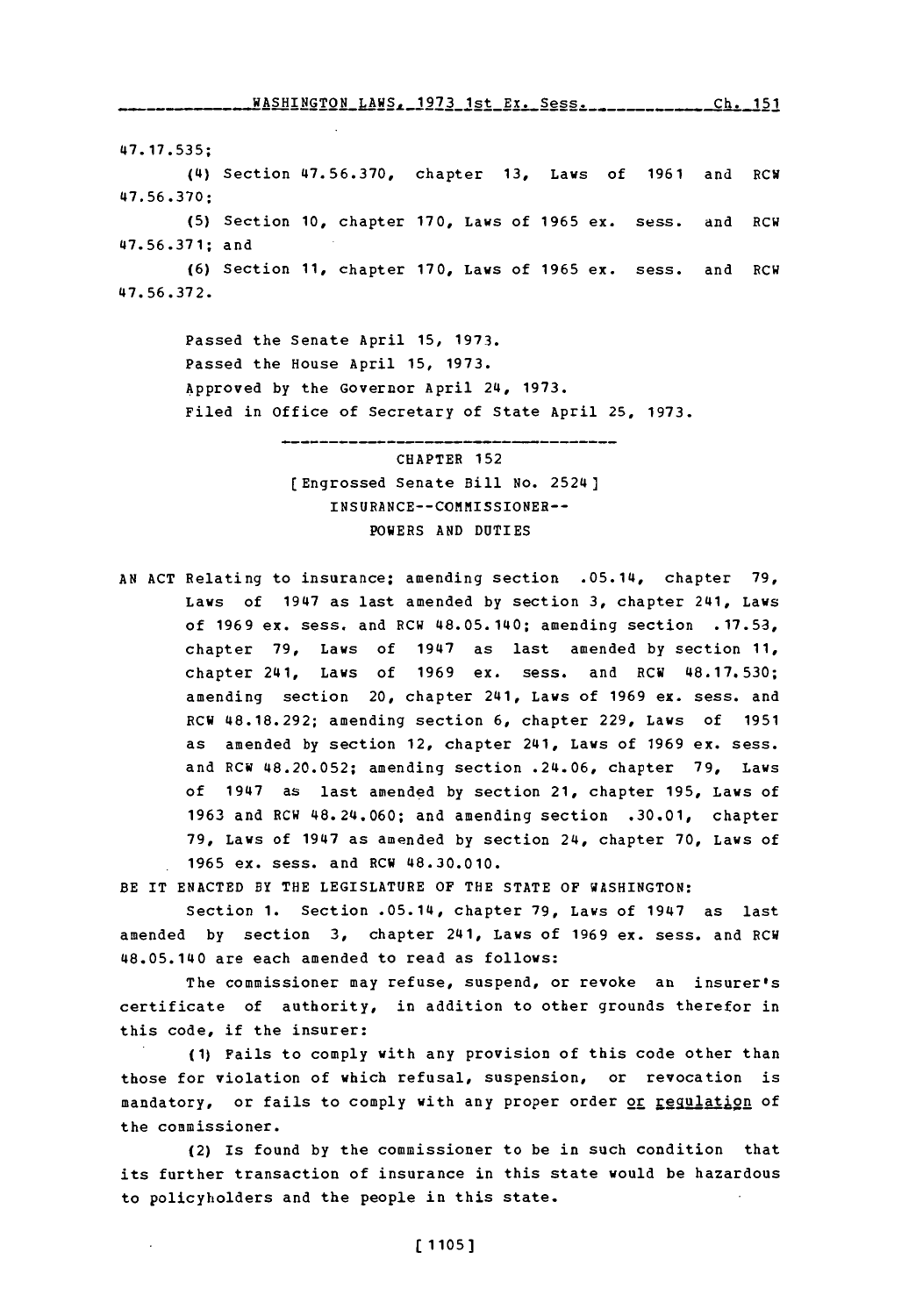47.17.535;

(4) Section 47.56.370, chapter 13, Laws of 1961 and RCW 47.56.370;

(5) Section 10, chapter 170, Laws of 1965 ex. sess. and RCW 47.56.371; and

(6) Section 11, chapter 170, Laws of 1965 ex. sess. and RCW 47.56.372.

Passed the Senate April 15, 1973.
Passed the House April 15, 1973.
Approved by the Governor April 24, 1973.
Filed in Office of Secretary of State April 25, 1973.

---

## CHAPTER 152

[Engrossed Senate Bill No. 2524]

INSURANCE--COMMISSIONER--
POWERS AND DUTIES

AN ACT Relating to insurance; amending section .05.14, chapter 79, Laws of 1947 as last amended by section 3, chapter 241, Laws of 1969 ex. sess. and RCW 48.05.140; amending section .17.53, chapter 79, Laws of 1947 as last amended by section 11, chapter 241, Laws of 1969 ex. sess. and RCW 48.17.530; amending section 20, chapter 241, Laws of 1969 ex. sess. and RCW 48.18.292; amending section 6, chapter 229, Laws of 1951 as amended by section 12, chapter 241, Laws of 1969 ex. sess. and RCW 48.20.052; amending section .24.06, chapter 79, Laws of 1947 as last amended by section 21, chapter 195, Laws of 1963 and RCW 48.24.060; and amending section .30.01, chapter 79, Laws of 1947 as amended by section 24, chapter 70, Laws of 1965 ex. sess. and RCW 48.30.010.

BE IT ENACTED BY THE LEGISLATURE OF THE STATE OF WASHINGTON:

Section 1. Section .05.14, chapter 79, Laws of 1947 as last amended by section 3, chapter 241, Laws of 1969 ex. sess. and RCW 48.05.140 are each amended to read as follows:

The commissioner may refuse, suspend, or revoke an insurer's certificate of authority, in addition to other grounds therefor in this code, if the insurer:

(1) Fails to comply with any provision of this code other than those for violation of which refusal, suspension, or revocation is mandatory, or fails to comply with any proper order or regulation of the commissioner.

(2) Is found by the commissioner to be in such condition that its further transaction of insurance in this state would be hazardous to policyholders and the people in this state.